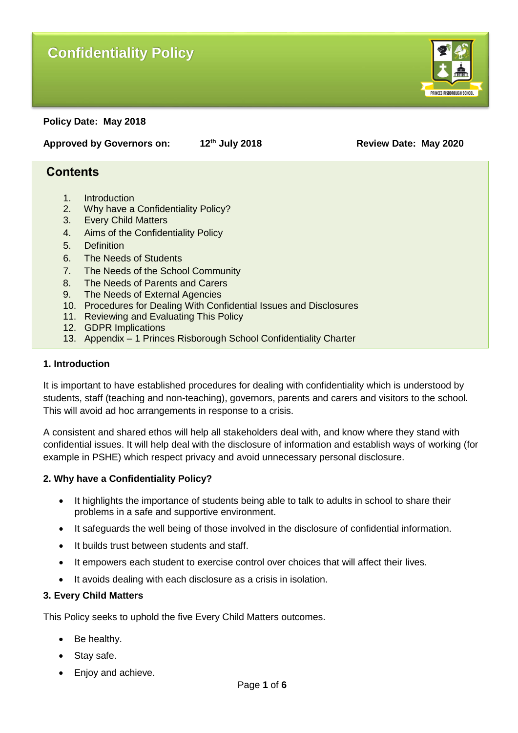# Confidentiality Policy

**Policy Date: May 2018**

**Approved by Governors on: 12th July 2018** **Review Date: May 2020**

## Contents

1. Introduction
2. Why have a Confidentiality Policy?
3. Every Child Matters
4. Aims of the Confidentiality Policy
5. Definition
6. The Needs of Students
7. The Needs of the School Community
8. The Needs of Parents and Carers
9. The Needs of External Agencies
10. Procedures for Dealing With Confidential Issues and Disclosures
11. Reviewing and Evaluating This Policy
12. GDPR Implications
13. Appendix – 1 Princes Risborough School Confidentiality Charter

**1. Introduction**

It is important to have established procedures for dealing with confidentiality which is understood by students, staff (teaching and non-teaching), governors, parents and carers and visitors to the school. This will avoid ad hoc arrangements in response to a crisis.

A consistent and shared ethos will help all stakeholders deal with, and know where they stand with confidential issues. It will help deal with the disclosure of information and establish ways of working (for example in PSHE) which respect privacy and avoid unnecessary personal disclosure.

**2. Why have a Confidentiality Policy?**

- It highlights the importance of students being able to talk to adults in school to share their problems in a safe and supportive environment.
- It safeguards the well being of those involved in the disclosure of confidential information.
- It builds trust between students and staff.
- It empowers each student to exercise control over choices that will affect their lives.
- It avoids dealing with each disclosure as a crisis in isolation.

**3. Every Child Matters**

This Policy seeks to uphold the five Every Child Matters outcomes.

- Be healthy.
- Stay safe.
- Enjoy and achieve.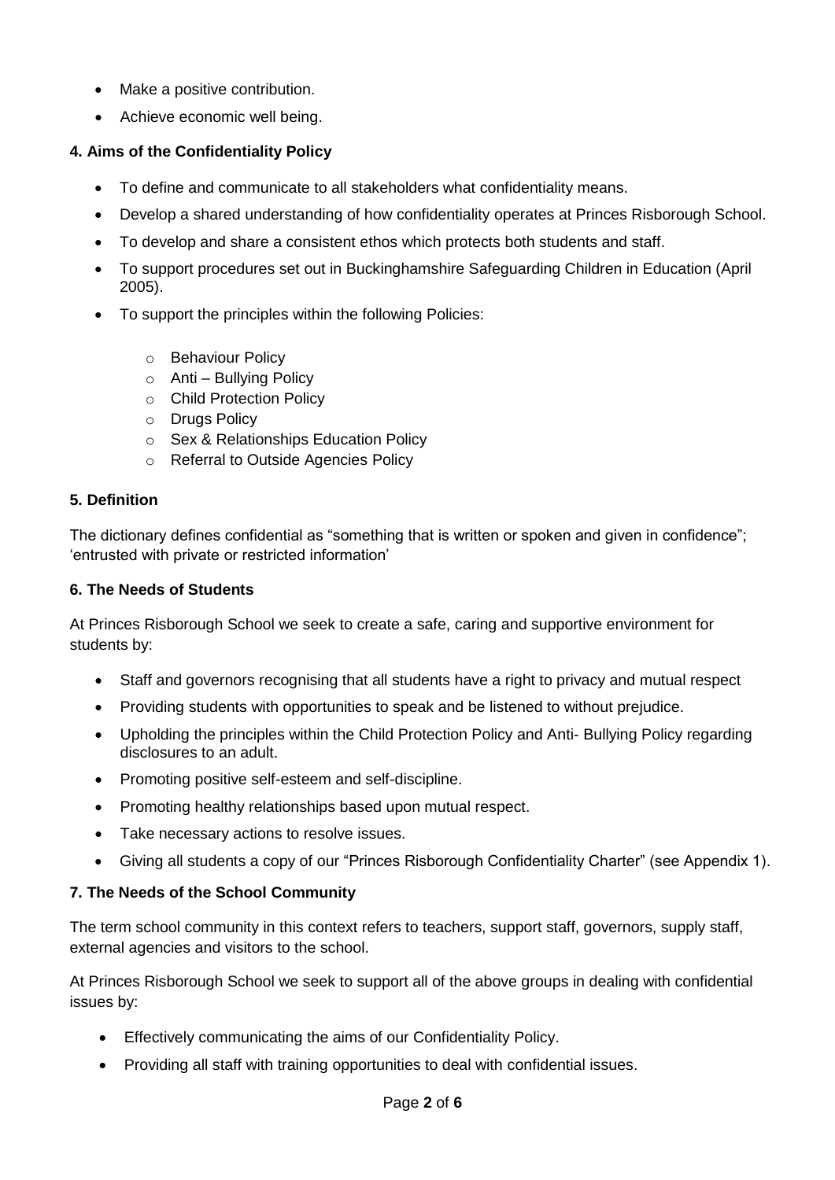- Make a positive contribution.
- Achieve economic well being.

### 4. Aims of the Confidentiality Policy

- To define and communicate to all stakeholders what confidentiality means.
- Develop a shared understanding of how confidentiality operates at Princes Risborough School.
- To develop and share a consistent ethos which protects both students and staff.
- To support procedures set out in Buckinghamshire Safeguarding Children in Education (April 2005).
- To support the principles within the following Policies:
  - Behaviour Policy
  - Anti – Bullying Policy
  - Child Protection Policy
  - Drugs Policy
  - Sex & Relationships Education Policy
  - Referral to Outside Agencies Policy

### 5. Definition

The dictionary defines confidential as "something that is written or spoken and given in confidence"; 'entrusted with private or restricted information'

### 6. The Needs of Students

At Princes Risborough School we seek to create a safe, caring and supportive environment for students by:

- Staff and governors recognising that all students have a right to privacy and mutual respect
- Providing students with opportunities to speak and be listened to without prejudice.
- Upholding the principles within the Child Protection Policy and Anti- Bullying Policy regarding disclosures to an adult.
- Promoting positive self-esteem and self-discipline.
- Promoting healthy relationships based upon mutual respect.
- Take necessary actions to resolve issues.
- Giving all students a copy of our "Princes Risborough Confidentiality Charter" (see Appendix 1).

### 7. The Needs of the School Community

The term school community in this context refers to teachers, support staff, governors, supply staff, external agencies and visitors to the school.

At Princes Risborough School we seek to support all of the above groups in dealing with confidential issues by:

- Effectively communicating the aims of our Confidentiality Policy.
- Providing all staff with training opportunities to deal with confidential issues.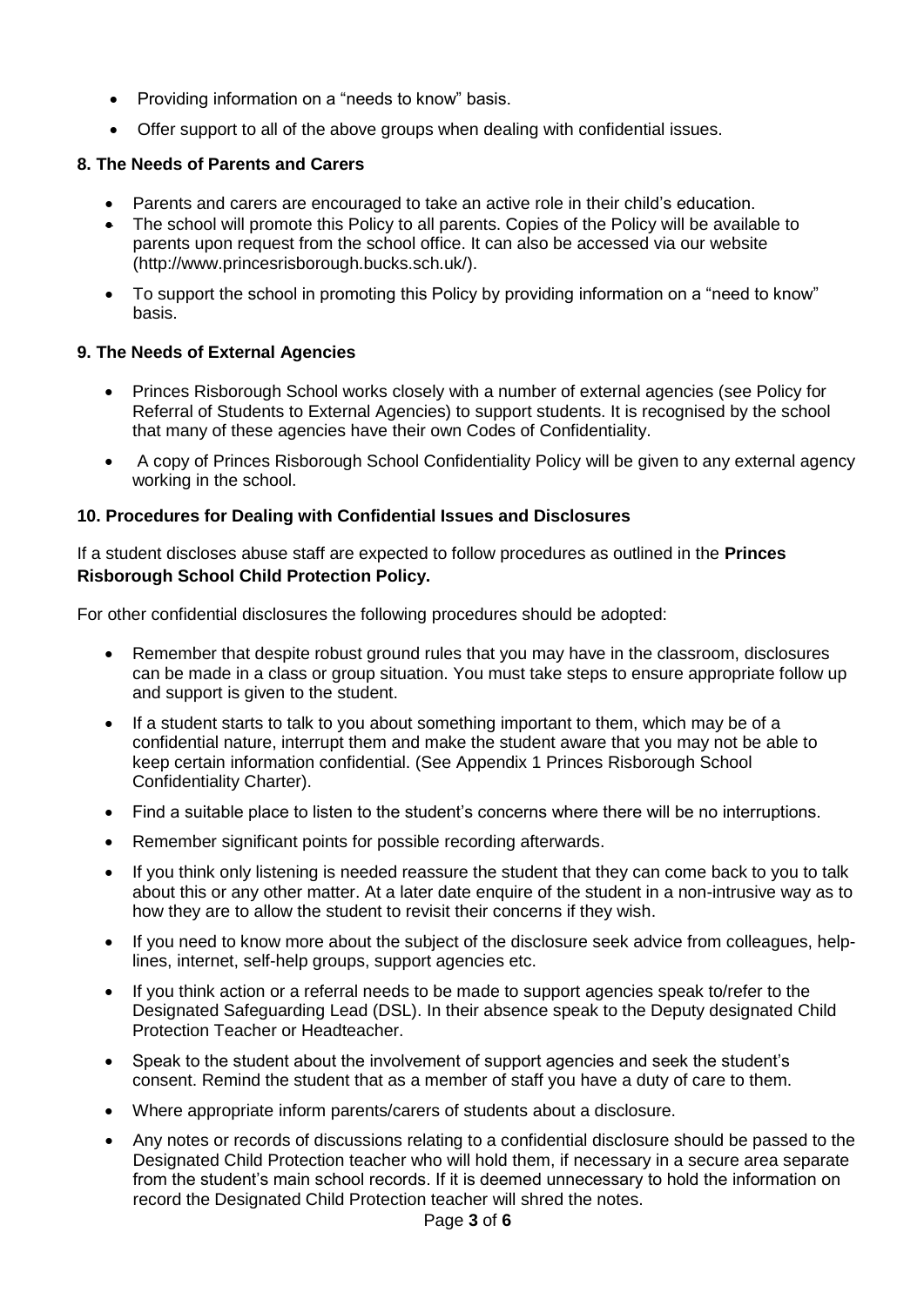- Providing information on a "needs to know" basis.
- Offer support to all of the above groups when dealing with confidential issues.

### 8. The Needs of Parents and Carers

- Parents and carers are encouraged to take an active role in their child's education.
- The school will promote this Policy to all parents. Copies of the Policy will be available to parents upon request from the school office. It can also be accessed via our website (http://www.princesrisborough.bucks.sch.uk/).
- To support the school in promoting this Policy by providing information on a "need to know" basis.

### 9. The Needs of External Agencies

- Princes Risborough School works closely with a number of external agencies (see Policy for Referral of Students to External Agencies) to support students. It is recognised by the school that many of these agencies have their own Codes of Confidentiality.
- A copy of Princes Risborough School Confidentiality Policy will be given to any external agency working in the school.

### 10. Procedures for Dealing with Confidential Issues and Disclosures

If a student discloses abuse staff are expected to follow procedures as outlined in the **Princes Risborough School Child Protection Policy.**

For other confidential disclosures the following procedures should be adopted:

- Remember that despite robust ground rules that you may have in the classroom, disclosures can be made in a class or group situation. You must take steps to ensure appropriate follow up and support is given to the student.
- If a student starts to talk to you about something important to them, which may be of a confidential nature, interrupt them and make the student aware that you may not be able to keep certain information confidential. (See Appendix 1 Princes Risborough School Confidentiality Charter).
- Find a suitable place to listen to the student's concerns where there will be no interruptions.
- Remember significant points for possible recording afterwards.
- If you think only listening is needed reassure the student that they can come back to you to talk about this or any other matter. At a later date enquire of the student in a non-intrusive way as to how they are to allow the student to revisit their concerns if they wish.
- If you need to know more about the subject of the disclosure seek advice from colleagues, help-lines, internet, self-help groups, support agencies etc.
- If you think action or a referral needs to be made to support agencies speak to/refer to the Designated Safeguarding Lead (DSL). In their absence speak to the Deputy designated Child Protection Teacher or Headteacher.
- Speak to the student about the involvement of support agencies and seek the student's consent. Remind the student that as a member of staff you have a duty of care to them.
- Where appropriate inform parents/carers of students about a disclosure.
- Any notes or records of discussions relating to a confidential disclosure should be passed to the Designated Child Protection teacher who will hold them, if necessary in a secure area separate from the student's main school records. If it is deemed unnecessary to hold the information on record the Designated Child Protection teacher will shred the notes.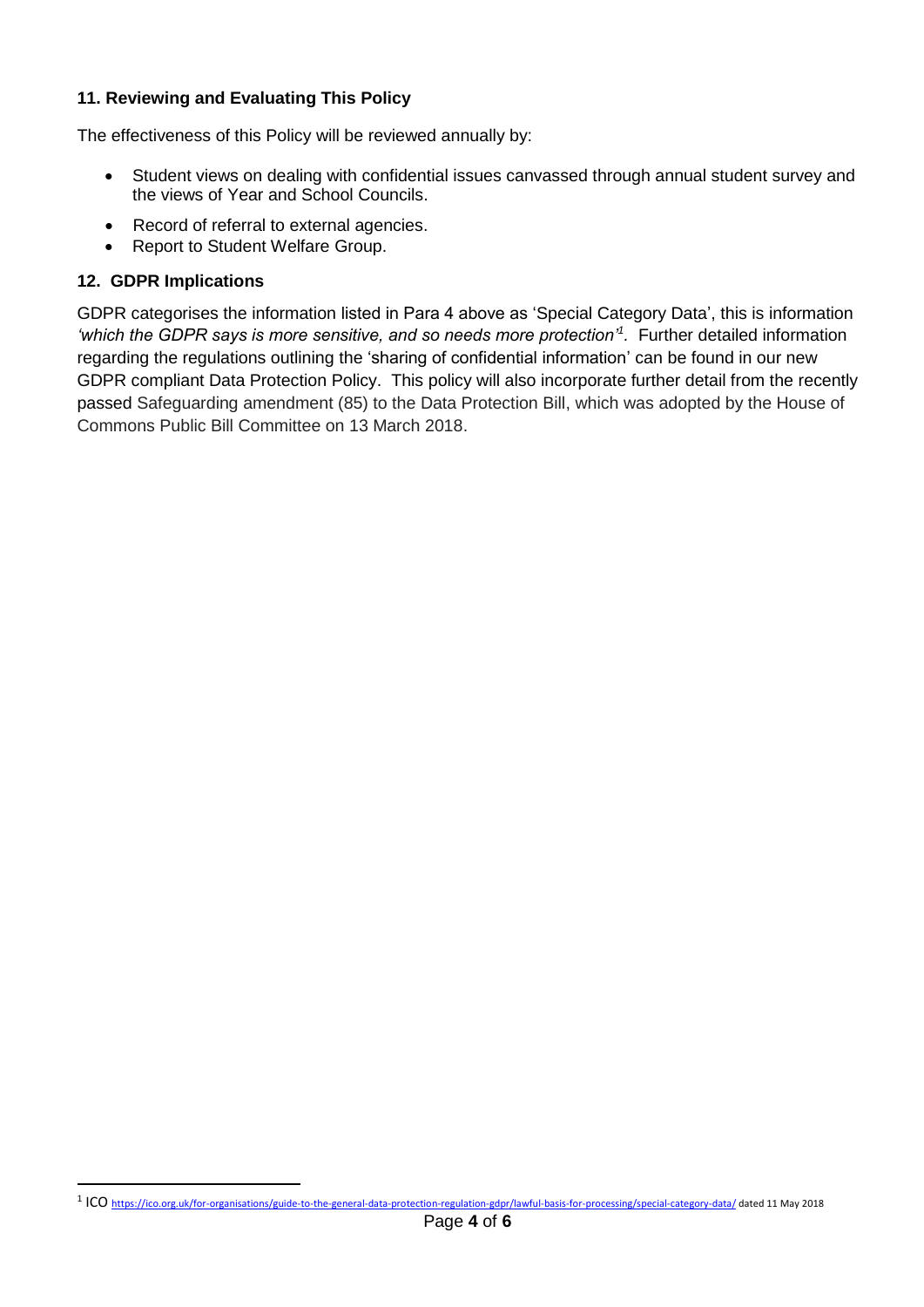### 11. Reviewing and Evaluating This Policy

The effectiveness of this Policy will be reviewed annually by:

- Student views on dealing with confidential issues canvassed through annual student survey and the views of Year and School Councils.
- Record of referral to external agencies.
- Report to Student Welfare Group.

### 12. GDPR Implications

GDPR categorises the information listed in Para 4 above as 'Special Category Data', this is information *'which the GDPR says is more sensitive, and so needs more protection'*[1]. Further detailed information regarding the regulations outlining the 'sharing of confidential information' can be found in our new GDPR compliant Data Protection Policy. This policy will also incorporate further detail from the recently passed Safeguarding amendment (85) to the Data Protection Bill, which was adopted by the House of Commons Public Bill Committee on 13 March 2018.

---

[1] ICO https://ico.org.uk/for-organisations/guide-to-the-general-data-protection-regulation-gdpr/lawful-basis-for-processing/special-category-data/ dated 11 May 2018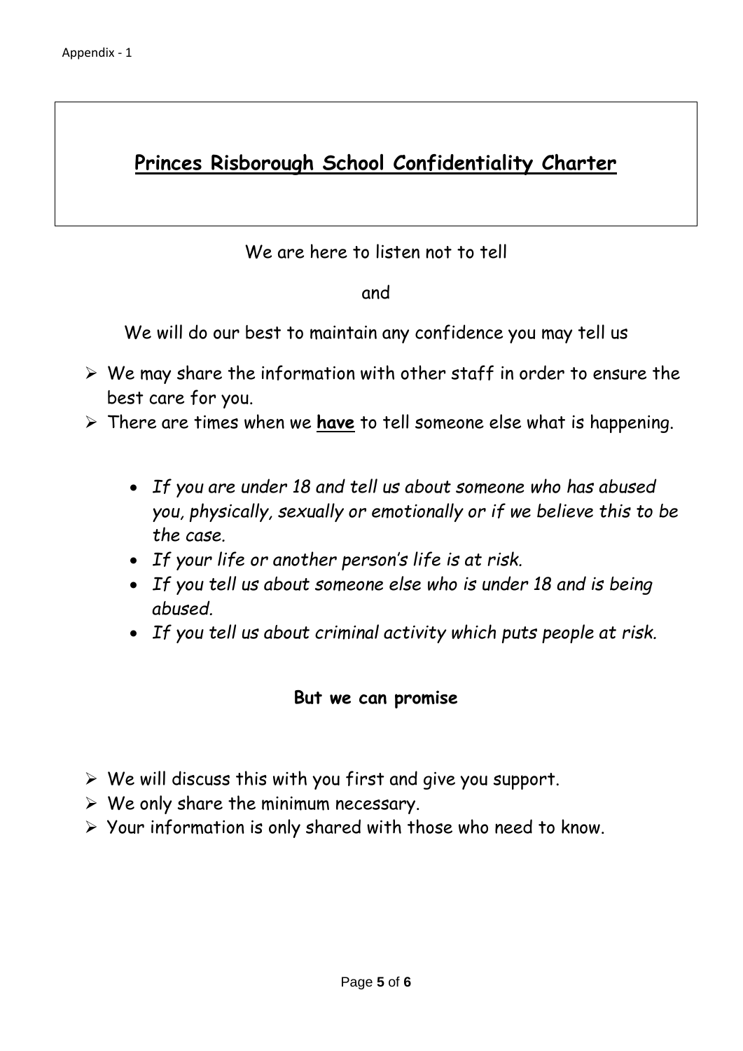Appendix - 1

# Princes Risborough School Confidentiality Charter

We are here to listen not to tell

and

We will do our best to maintain any confidence you may tell us

- We may share the information with other staff in order to ensure the best care for you.
- There are times when we **have** to tell someone else what is happening.
    - *If you are under 18 and tell us about someone who has abused you, physically, sexually or emotionally or if we believe this to be the case.*
    - *If your life or another person's life is at risk.*
    - *If you tell us about someone else who is under 18 and is being abused.*
    - *If you tell us about criminal activity which puts people at risk.*

**But we can promise**

- We will discuss this with you first and give you support.
- We only share the minimum necessary.
- Your information is only shared with those who need to know.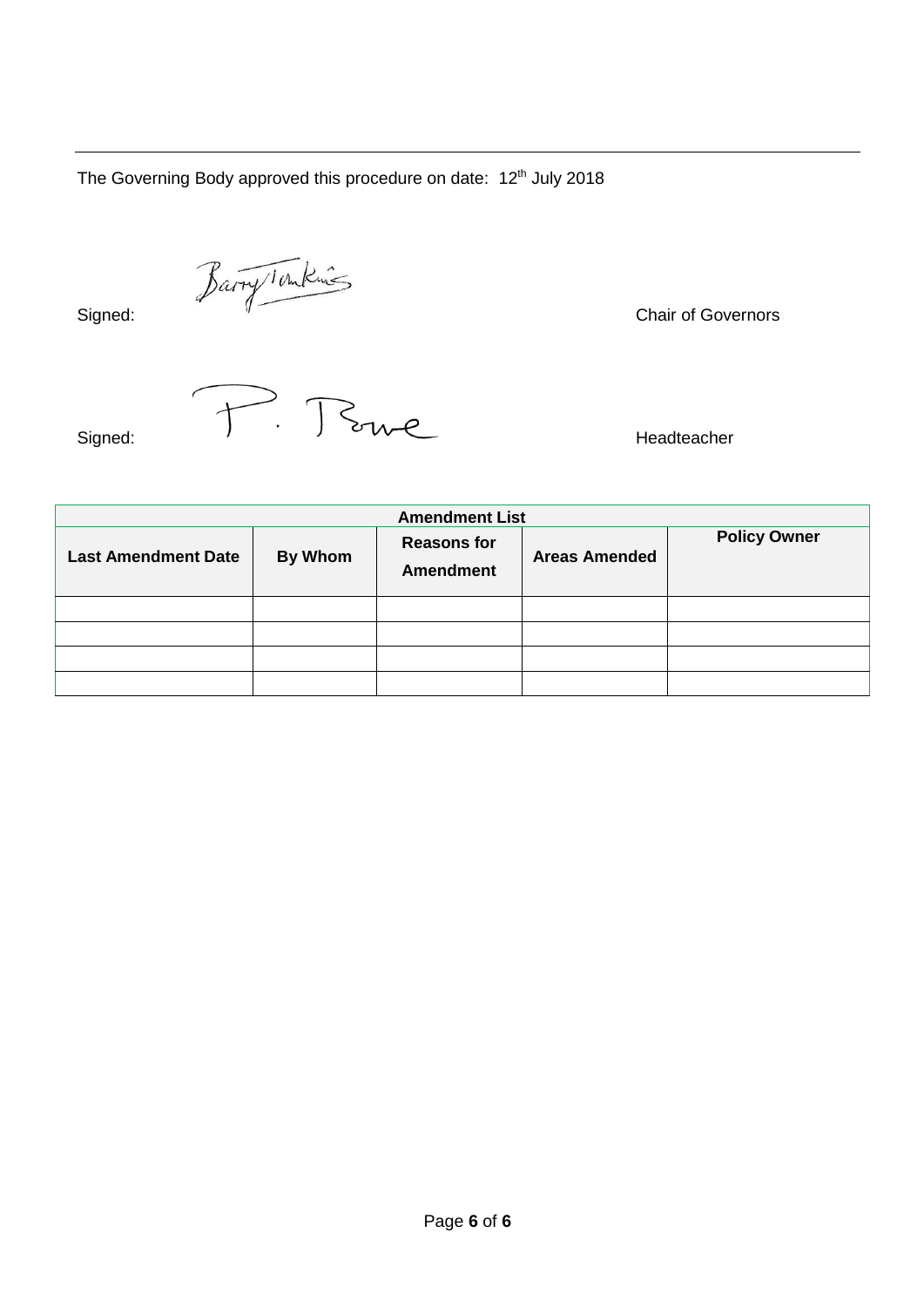---

The Governing Body approved this procedure on date: 12th July 2018

Signed: Barry Tomkins Chair of Governors

Signed: P. Rowe Headteacher

| Amendment List | | | | |
|---|---|---|---|---|
| **Last Amendment Date** | **By Whom** | **Reasons for Amendment** | **Areas Amended** | **Policy Owner** |
| | | | | |
| | | | | |
| | | | | |
| | | | | |